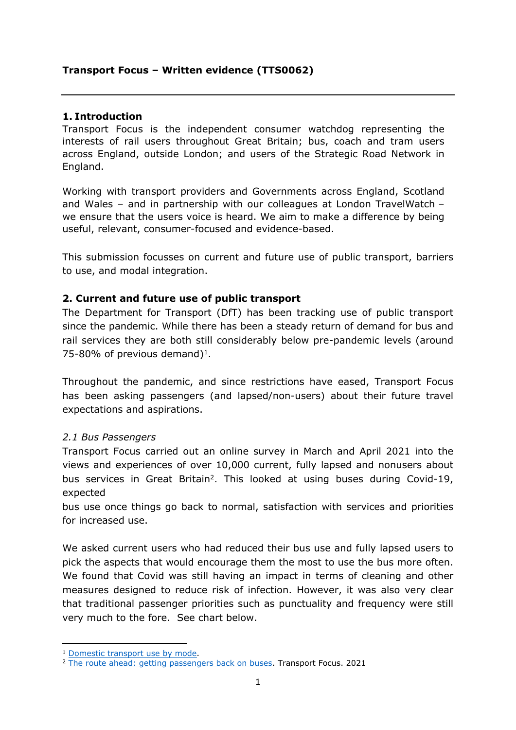**Transport Focus – Written evidence (TTS0062)**

---

## 1. Introduction

Transport Focus is the independent consumer watchdog representing the interests of rail users throughout Great Britain; bus, coach and tram users across England, outside London; and users of the Strategic Road Network in England.

Working with transport providers and Governments across England, Scotland and Wales – and in partnership with our colleagues at London TravelWatch – we ensure that the users voice is heard. We aim to make a difference by being useful, relevant, consumer-focused and evidence-based.

This submission focusses on current and future use of public transport, barriers to use, and modal integration.

## 2. Current and future use of public transport

The Department for Transport (DfT) has been tracking use of public transport since the pandemic. While there has been a steady return of demand for bus and rail services they are both still considerably below pre-pandemic levels (around 75-80% of previous demand)[1].

Throughout the pandemic, and since restrictions have eased, Transport Focus has been asking passengers (and lapsed/non-users) about their future travel expectations and aspirations.

*2.1 Bus Passengers*

Transport Focus carried out an online survey in March and April 2021 into the views and experiences of over 10,000 current, fully lapsed and nonusers about bus services in Great Britain[2]. This looked at using buses during Covid-19, expected bus use once things go back to normal, satisfaction with services and priorities for increased use.

We asked current users who had reduced their bus use and fully lapsed users to pick the aspects that would encourage them the most to use the bus more often. We found that Covid was still having an impact in terms of cleaning and other measures designed to reduce risk of infection. However, it was also very clear that traditional passenger priorities such as punctuality and frequency were still very much to the fore. See chart below.

---

[1] Domestic transport use by mode.

[2] The route ahead: getting passengers back on buses. Transport Focus. 2021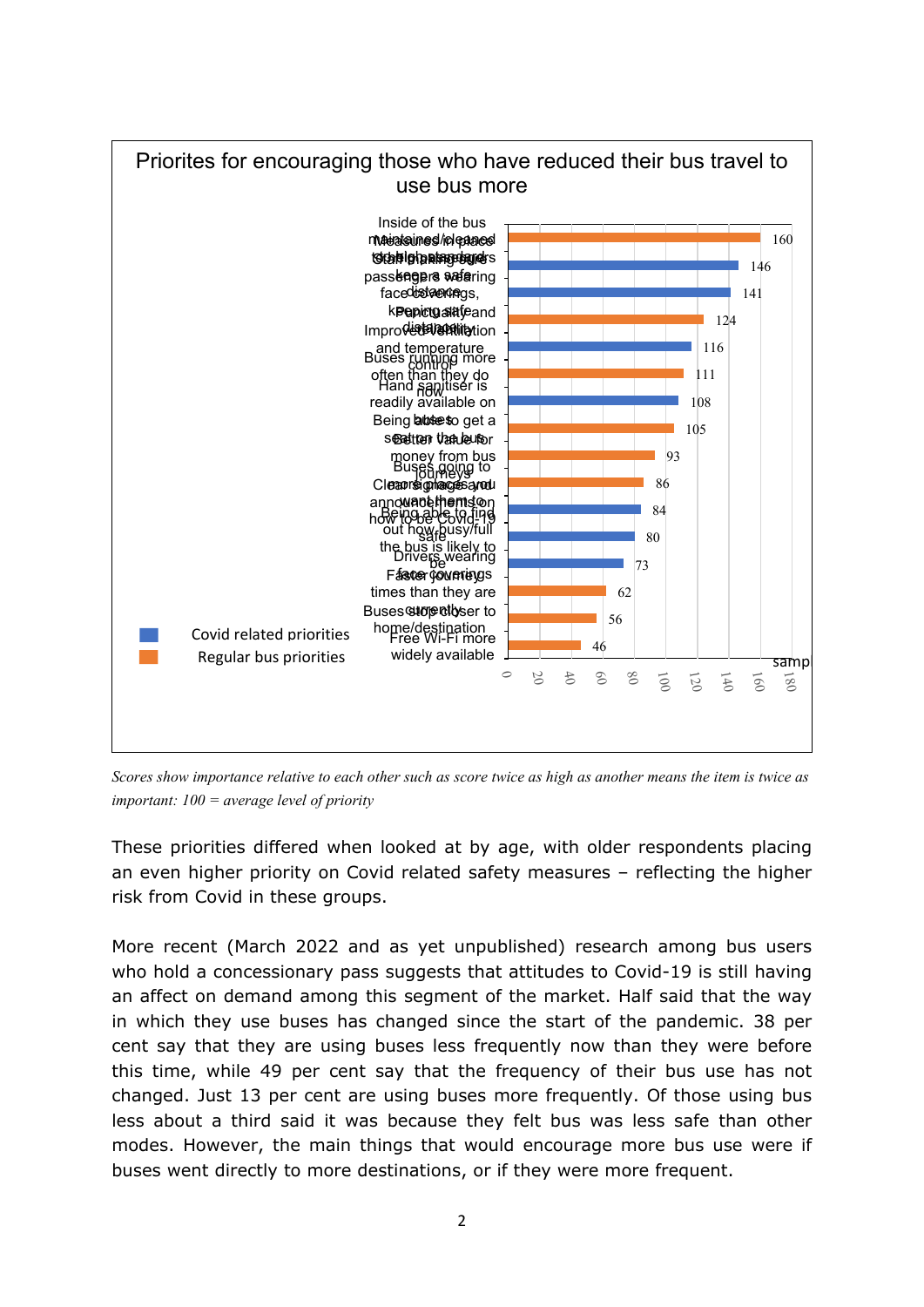Priorites for encouraging those who have reduced their bus travel to use bus more

Inside of the bus maintained/cleaned to a high standard
Measures in place to keep passengers safe
Staff making sure passengers wearing face coverings, keeping safe distance
Punctuality and reliability
Improved ventilation and temperature control
Buses running more often than they do now
Hand sanitiser is readily available on buses
Being able to get a seat on the bus
Better value for money from bus journeys
Buses going to more places you want them to
Clear signage and announcements on how to be Covid-19 safe
Being able to find out how busy/full the bus is likely to be
Drivers wearing face coverings
Faster journey times than they are currently
Buses stop closer to home/destination
Free Wi-Fi more widely available

160
146
141
124
116
111
108
105
93
86
84
80
73
62
56
46

0 20 40 60 80 100 120 140 160 180

samp

Covid related priorities
Regular bus priorities

*Scores show importance relative to each other such as score twice as high as another means the item is twice as important: 100 = average level of priority*

These priorities differed when looked at by age, with older respondents placing an even higher priority on Covid related safety measures – reflecting the higher risk from Covid in these groups.

More recent (March 2022 and as yet unpublished) research among bus users who hold a concessionary pass suggests that attitudes to Covid-19 is still having an affect on demand among this segment of the market. Half said that the way in which they use buses has changed since the start of the pandemic. 38 per cent say that they are using buses less frequently now than they were before this time, while 49 per cent say that the frequency of their bus use has not changed. Just 13 per cent are using buses more frequently. Of those using bus less about a third said it was because they felt bus was less safe than other modes. However, the main things that would encourage more bus use were if buses went directly to more destinations, or if they were more frequent.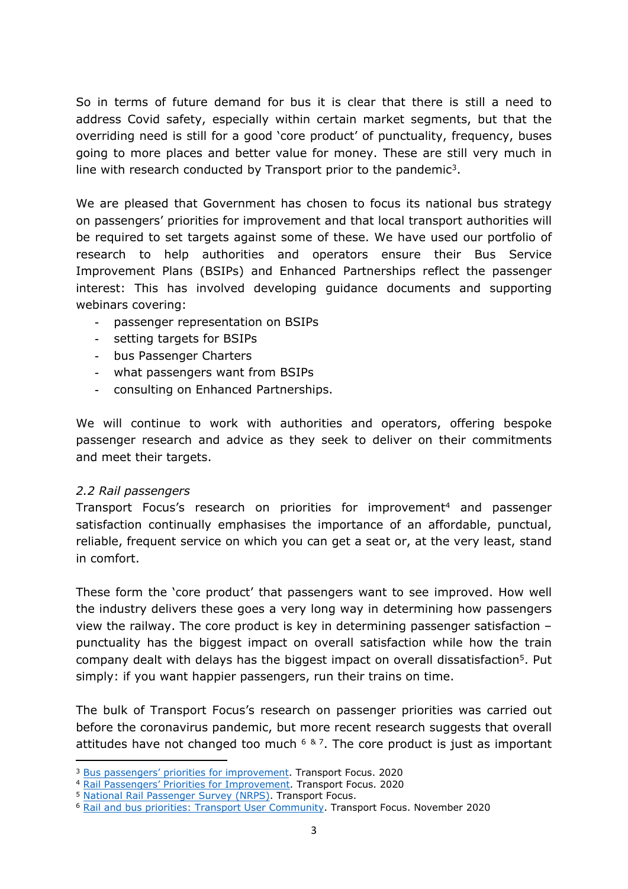So in terms of future demand for bus it is clear that there is still a need to address Covid safety, especially within certain market segments, but that the overriding need is still for a good 'core product' of punctuality, frequency, buses going to more places and better value for money. These are still very much in line with research conducted by Transport prior to the pandemic[3].

We are pleased that Government has chosen to focus its national bus strategy on passengers' priorities for improvement and that local transport authorities will be required to set targets against some of these. We have used our portfolio of research to help authorities and operators ensure their Bus Service Improvement Plans (BSIPs) and Enhanced Partnerships reflect the passenger interest: This has involved developing guidance documents and supporting webinars covering:

- passenger representation on BSIPs
- setting targets for BSIPs
- bus Passenger Charters
- what passengers want from BSIPs
- consulting on Enhanced Partnerships.

We will continue to work with authorities and operators, offering bespoke passenger research and advice as they seek to deliver on their commitments and meet their targets.

*2.2 Rail passengers*

Transport Focus's research on priorities for improvement[4] and passenger satisfaction continually emphasises the importance of an affordable, punctual, reliable, frequent service on which you can get a seat or, at the very least, stand in comfort.

These form the 'core product' that passengers want to see improved. How well the industry delivers these goes a very long way in determining how passengers view the railway. The core product is key in determining passenger satisfaction – punctuality has the biggest impact on overall satisfaction while how the train company dealt with delays has the biggest impact on overall dissatisfaction[5]. Put simply: if you want happier passengers, run their trains on time.

The bulk of Transport Focus's research on passenger priorities was carried out before the coronavirus pandemic, but more recent research suggests that overall attitudes have not changed too much [6 & 7]. The core product is just as important

[3] Bus passengers' priorities for improvement. Transport Focus. 2020

[4] Rail Passengers' Priorities for Improvement. Transport Focus. 2020

[5] National Rail Passenger Survey (NRPS). Transport Focus.

[6] Rail and bus priorities: Transport User Community. Transport Focus. November 2020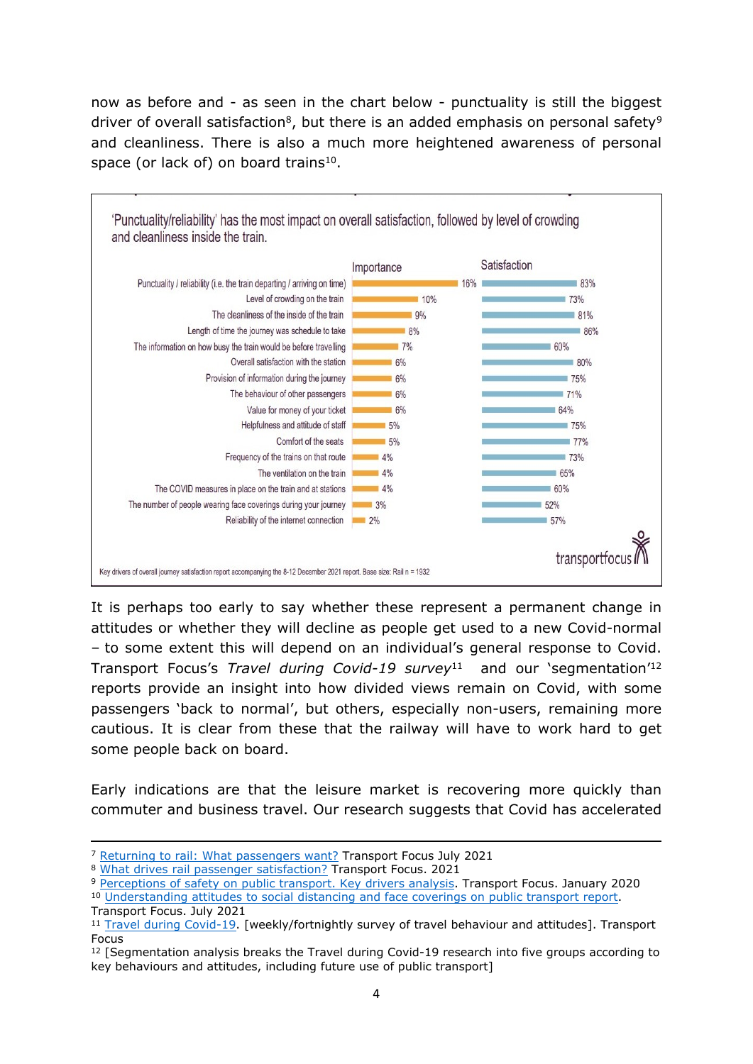now as before and - as seen in the chart below - punctuality is still the biggest driver of overall satisfaction[8], but there is an added emphasis on personal safety[9] and cleanliness. There is also a much more heightened awareness of personal space (or lack of) on board trains[10].

'Punctuality/reliability' has the most impact on overall satisfaction, followed by level of crowding and cleanliness inside the train.

Importance | Satisfaction

Punctuality / reliability (i.e. the train departing / arriving on time) 16% 83%
Level of crowding on the train 10% 73%
The cleanliness of the inside of the train 9% 81%
Length of time the journey was schedule to take 8% 86%
The information on how busy the train would be before travelling 7% 60%
Overall satisfaction with the station 6% 80%
Provision of information during the journey 6% 75%
The behaviour of other passengers 6% 71%
Value for money of your ticket 6% 64%
Helpfulness and attitude of staff 5% 75%
Comfort of the seats 5% 77%
Frequency of the trains on that route 4% 73%
The ventilation on the train 4% 65%
The COVID measures in place on the train and at stations 4% 60%
The number of people wearing face coverings during your journey 3% 52%
Reliability of the internet connection 2% 57%

transportfocus

Key drivers of overall journey satisfaction report accompanying the 8-12 December 2021 report. Base size: Rail n = 1932

It is perhaps too early to say whether these represent a permanent change in attitudes or whether they will decline as people get used to a new Covid-normal – to some extent this will depend on an individual's general response to Covid. Transport Focus's *Travel during Covid-19 survey*[11] and our 'segmentation'[12] reports provide an insight into how divided views remain on Covid, with some passengers 'back to normal', but others, especially non-users, remaining more cautious. It is clear from these that the railway will have to work hard to get some people back on board.

Early indications are that the leisure market is recovering more quickly than commuter and business travel. Our research suggests that Covid has accelerated

---

[7] Returning to rail: What passengers want? Transport Focus July 2021

[8] What drives rail passenger satisfaction? Transport Focus. 2021

[9] Perceptions of safety on public transport. Key drivers analysis. Transport Focus. January 2020

[10] Understanding attitudes to social distancing and face coverings on public transport report. Transport Focus. July 2021

[11] Travel during Covid-19. [weekly/fortnightly survey of travel behaviour and attitudes]. Transport Focus

[12] [Segmentation analysis breaks the Travel during Covid-19 research into five groups according to key behaviours and attitudes, including future use of public transport]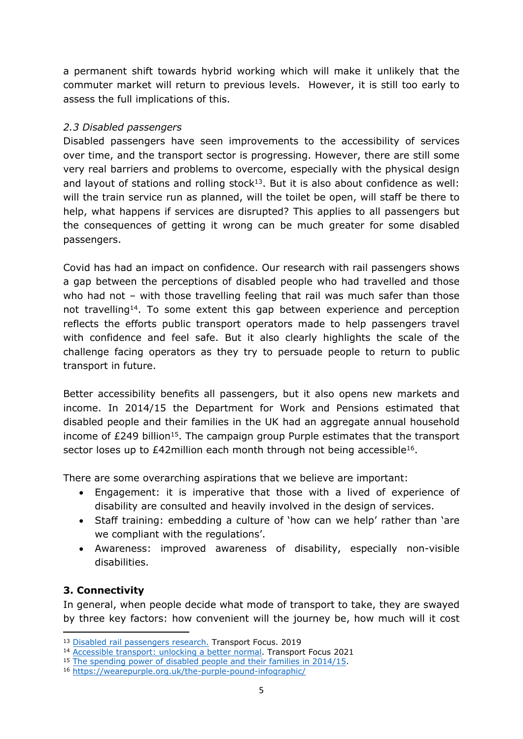a permanent shift towards hybrid working which will make it unlikely that the commuter market will return to previous levels. However, it is still too early to assess the full implications of this.

*2.3 Disabled passengers*

Disabled passengers have seen improvements to the accessibility of services over time, and the transport sector is progressing. However, there are still some very real barriers and problems to overcome, especially with the physical design and layout of stations and rolling stock[13]. But it is also about confidence as well: will the train service run as planned, will the toilet be open, will staff be there to help, what happens if services are disrupted? This applies to all passengers but the consequences of getting it wrong can be much greater for some disabled passengers.

Covid has had an impact on confidence. Our research with rail passengers shows a gap between the perceptions of disabled people who had travelled and those who had not – with those travelling feeling that rail was much safer than those not travelling[14]. To some extent this gap between experience and perception reflects the efforts public transport operators made to help passengers travel with confidence and feel safe. But it also clearly highlights the scale of the challenge facing operators as they try to persuade people to return to public transport in future.

Better accessibility benefits all passengers, but it also opens new markets and income. In 2014/15 the Department for Work and Pensions estimated that disabled people and their families in the UK had an aggregate annual household income of £249 billion[15]. The campaign group Purple estimates that the transport sector loses up to £42million each month through not being accessible[16].

There are some overarching aspirations that we believe are important:

- Engagement: it is imperative that those with a lived of experience of disability are consulted and heavily involved in the design of services.
- Staff training: embedding a culture of 'how can we help' rather than 'are we compliant with the regulations'.
- Awareness: improved awareness of disability, especially non-visible disabilities.

## 3. Connectivity

In general, when people decide what mode of transport to take, they are swayed by three key factors: how convenient will the journey be, how much will it cost

---

[13] Disabled rail passengers research. Transport Focus. 2019

[14] Accessible transport: unlocking a better normal. Transport Focus 2021

[15] The spending power of disabled people and their families in 2014/15.

[16] https://wearepurple.org.uk/the-purple-pound-infographic/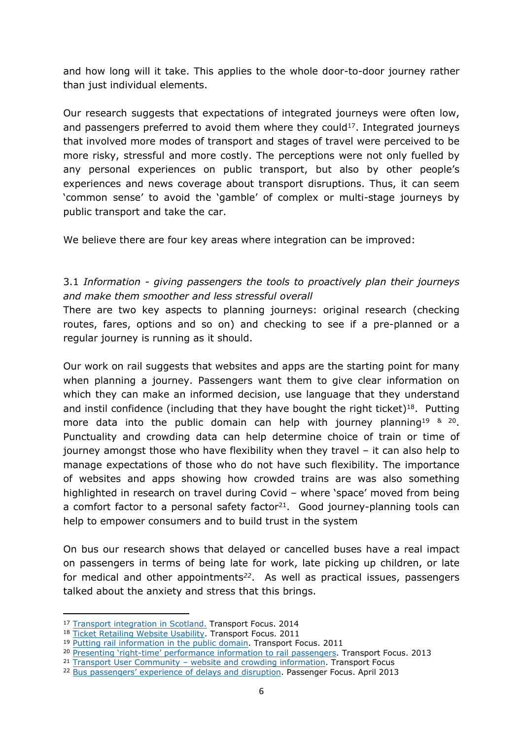and how long will it take. This applies to the whole door-to-door journey rather than just individual elements.

Our research suggests that expectations of integrated journeys were often low, and passengers preferred to avoid them where they could[17]. Integrated journeys that involved more modes of transport and stages of travel were perceived to be more risky, stressful and more costly. The perceptions were not only fuelled by any personal experiences on public transport, but also by other people's experiences and news coverage about transport disruptions. Thus, it can seem 'common sense' to avoid the 'gamble' of complex or multi-stage journeys by public transport and take the car.

We believe there are four key areas where integration can be improved:

3.1 *Information - giving passengers the tools to proactively plan their journeys and make them smoother and less stressful overall*

There are two key aspects to planning journeys: original research (checking routes, fares, options and so on) and checking to see if a pre-planned or a regular journey is running as it should.

Our work on rail suggests that websites and apps are the starting point for many when planning a journey. Passengers want them to give clear information on which they can make an informed decision, use language that they understand and instil confidence (including that they have bought the right ticket)[18]. Putting more data into the public domain can help with journey planning[19 & 20]. Punctuality and crowding data can help determine choice of train or time of journey amongst those who have flexibility when they travel – it can also help to manage expectations of those who do not have such flexibility. The importance of websites and apps showing how crowded trains are was also something highlighted in research on travel during Covid – where 'space' moved from being a comfort factor to a personal safety factor[21]. Good journey-planning tools can help to empower consumers and to build trust in the system

On bus our research shows that delayed or cancelled buses have a real impact on passengers in terms of being late for work, late picking up children, or late for medical and other appointments[22]. As well as practical issues, passengers talked about the anxiety and stress that this brings.

---

[17] Transport integration in Scotland. Transport Focus. 2014

[18] Ticket Retailing Website Usability. Transport Focus. 2011

[19] Putting rail information in the public domain. Transport Focus. 2011

[20] Presenting 'right-time' performance information to rail passengers. Transport Focus. 2013

[21] Transport User Community – website and crowding information. Transport Focus

[22] Bus passengers' experience of delays and disruption. Passenger Focus. April 2013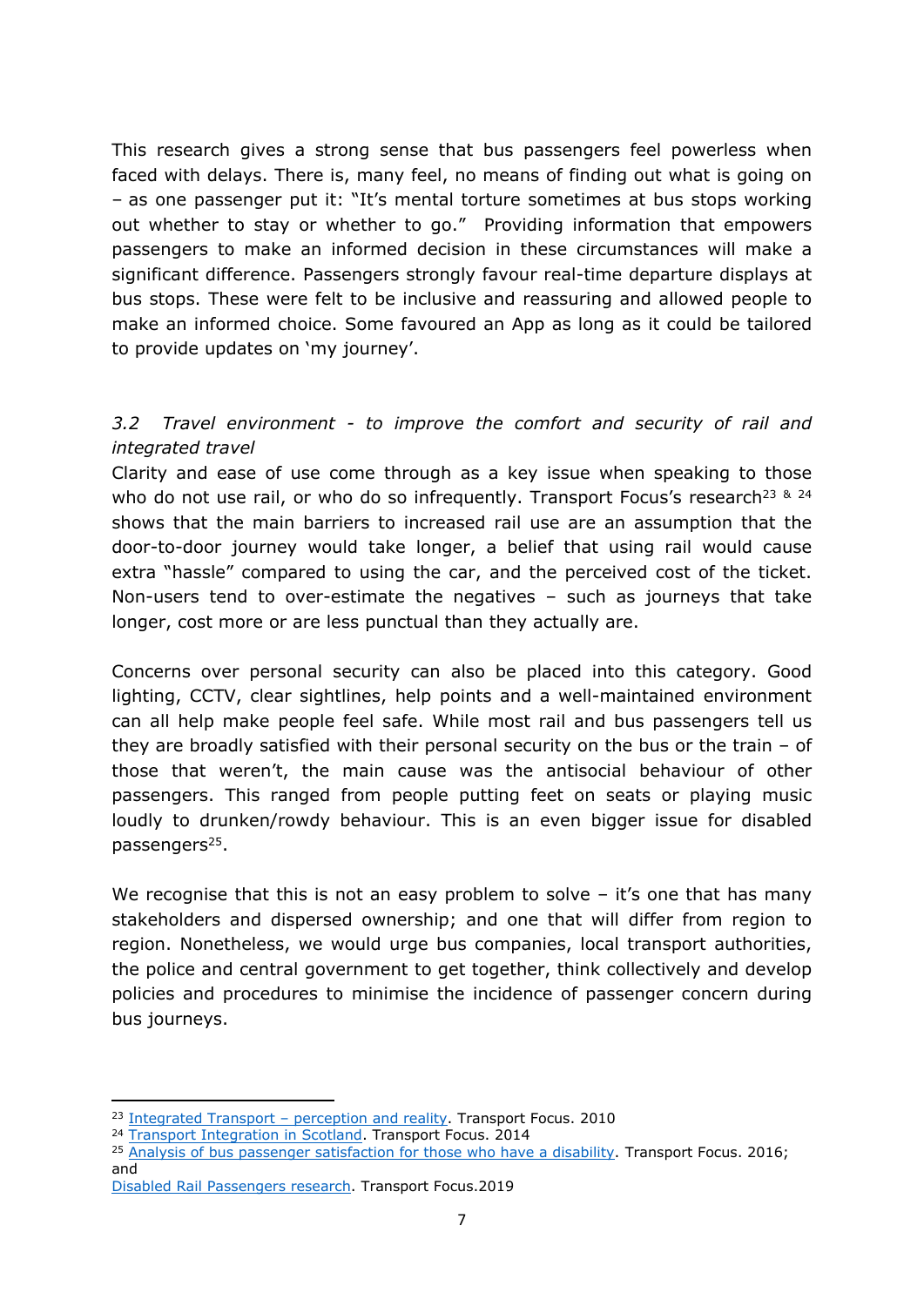This research gives a strong sense that bus passengers feel powerless when faced with delays. There is, many feel, no means of finding out what is going on – as one passenger put it: "It's mental torture sometimes at bus stops working out whether to stay or whether to go." Providing information that empowers passengers to make an informed decision in these circumstances will make a significant difference. Passengers strongly favour real-time departure displays at bus stops. These were felt to be inclusive and reassuring and allowed people to make an informed choice. Some favoured an App as long as it could be tailored to provide updates on 'my journey'.

### *3.2 Travel environment - to improve the comfort and security of rail and integrated travel*

Clarity and ease of use come through as a key issue when speaking to those who do not use rail, or who do so infrequently. Transport Focus's research[23 & 24] shows that the main barriers to increased rail use are an assumption that the door-to-door journey would take longer, a belief that using rail would cause extra "hassle" compared to using the car, and the perceived cost of the ticket. Non-users tend to over-estimate the negatives – such as journeys that take longer, cost more or are less punctual than they actually are.

Concerns over personal security can also be placed into this category. Good lighting, CCTV, clear sightlines, help points and a well-maintained environment can all help make people feel safe. While most rail and bus passengers tell us they are broadly satisfied with their personal security on the bus or the train – of those that weren't, the main cause was the antisocial behaviour of other passengers. This ranged from people putting feet on seats or playing music loudly to drunken/rowdy behaviour. This is an even bigger issue for disabled passengers[25].

We recognise that this is not an easy problem to solve – it's one that has many stakeholders and dispersed ownership; and one that will differ from region to region. Nonetheless, we would urge bus companies, local transport authorities, the police and central government to get together, think collectively and develop policies and procedures to minimise the incidence of passenger concern during bus journeys.

---

[23] Integrated Transport – perception and reality. Transport Focus. 2010

[24] Transport Integration in Scotland. Transport Focus. 2014

[25] Analysis of bus passenger satisfaction for those who have a disability. Transport Focus. 2016; and
Disabled Rail Passengers research. Transport Focus.2019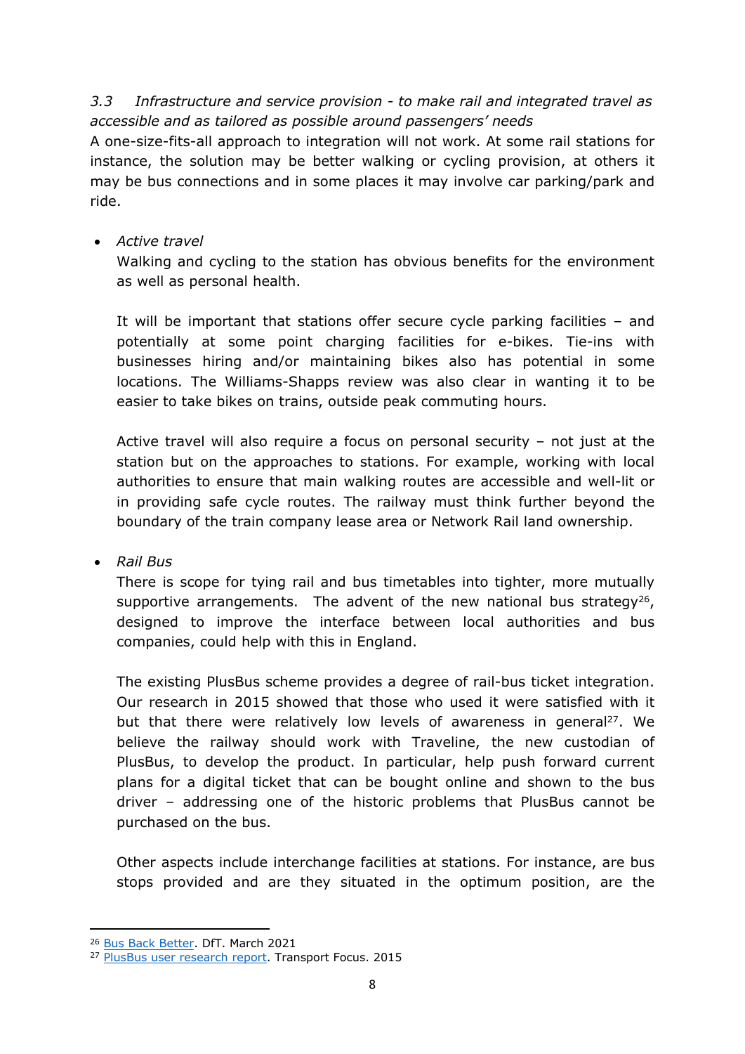### *3.3 Infrastructure and service provision - to make rail and integrated travel as accessible and as tailored as possible around passengers' needs*

A one-size-fits-all approach to integration will not work. At some rail stations for instance, the solution may be better walking or cycling provision, at others it may be bus connections and in some places it may involve car parking/park and ride.

- *Active travel*

  Walking and cycling to the station has obvious benefits for the environment as well as personal health.

  It will be important that stations offer secure cycle parking facilities – and potentially at some point charging facilities for e-bikes. Tie-ins with businesses hiring and/or maintaining bikes also has potential in some locations. The Williams-Shapps review was also clear in wanting it to be easier to take bikes on trains, outside peak commuting hours.

  Active travel will also require a focus on personal security – not just at the station but on the approaches to stations. For example, working with local authorities to ensure that main walking routes are accessible and well-lit or in providing safe cycle routes. The railway must think further beyond the boundary of the train company lease area or Network Rail land ownership.

- *Rail Bus*

  There is scope for tying rail and bus timetables into tighter, more mutually supportive arrangements. The advent of the new national bus strategy[26], designed to improve the interface between local authorities and bus companies, could help with this in England.

  The existing PlusBus scheme provides a degree of rail-bus ticket integration. Our research in 2015 showed that those who used it were satisfied with it but that there were relatively low levels of awareness in general[27]. We believe the railway should work with Traveline, the new custodian of PlusBus, to develop the product. In particular, help push forward current plans for a digital ticket that can be bought online and shown to the bus driver – addressing one of the historic problems that PlusBus cannot be purchased on the bus.

  Other aspects include interchange facilities at stations. For instance, are bus stops provided and are they situated in the optimum position, are the

---

[26] Bus Back Better. DfT. March 2021

[27] PlusBus user research report. Transport Focus. 2015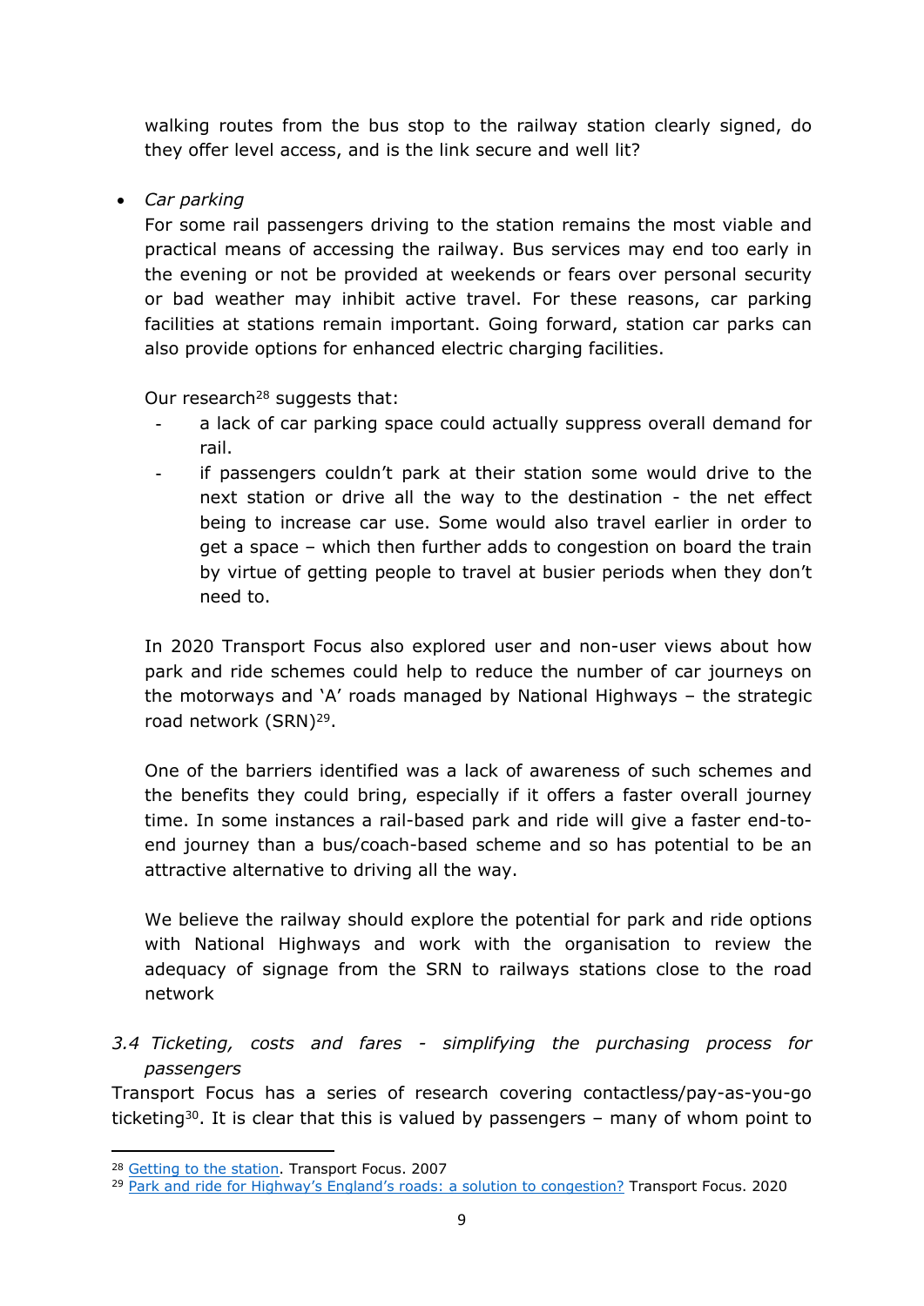walking routes from the bus stop to the railway station clearly signed, do they offer level access, and is the link secure and well lit?

- *Car parking*

  For some rail passengers driving to the station remains the most viable and practical means of accessing the railway. Bus services may end too early in the evening or not be provided at weekends or fears over personal security or bad weather may inhibit active travel. For these reasons, car parking facilities at stations remain important. Going forward, station car parks can also provide options for enhanced electric charging facilities.

  Our research[28] suggests that:

  - a lack of car parking space could actually suppress overall demand for rail.
  - if passengers couldn't park at their station some would drive to the next station or drive all the way to the destination - the net effect being to increase car use. Some would also travel earlier in order to get a space – which then further adds to congestion on board the train by virtue of getting people to travel at busier periods when they don't need to.

  In 2020 Transport Focus also explored user and non-user views about how park and ride schemes could help to reduce the number of car journeys on the motorways and 'A' roads managed by National Highways – the strategic road network (SRN)[29].

  One of the barriers identified was a lack of awareness of such schemes and the benefits they could bring, especially if it offers a faster overall journey time. In some instances a rail-based park and ride will give a faster end-to-end journey than a bus/coach-based scheme and so has potential to be an attractive alternative to driving all the way.

  We believe the railway should explore the potential for park and ride options with National Highways and work with the organisation to review the adequacy of signage from the SRN to railways stations close to the road network

### *3.4 Ticketing, costs and fares - simplifying the purchasing process for passengers*

Transport Focus has a series of research covering contactless/pay-as-you-go ticketing[30]. It is clear that this is valued by passengers – many of whom point to

---

[28] Getting to the station. Transport Focus. 2007

[29] Park and ride for Highway's England's roads: a solution to congestion? Transport Focus. 2020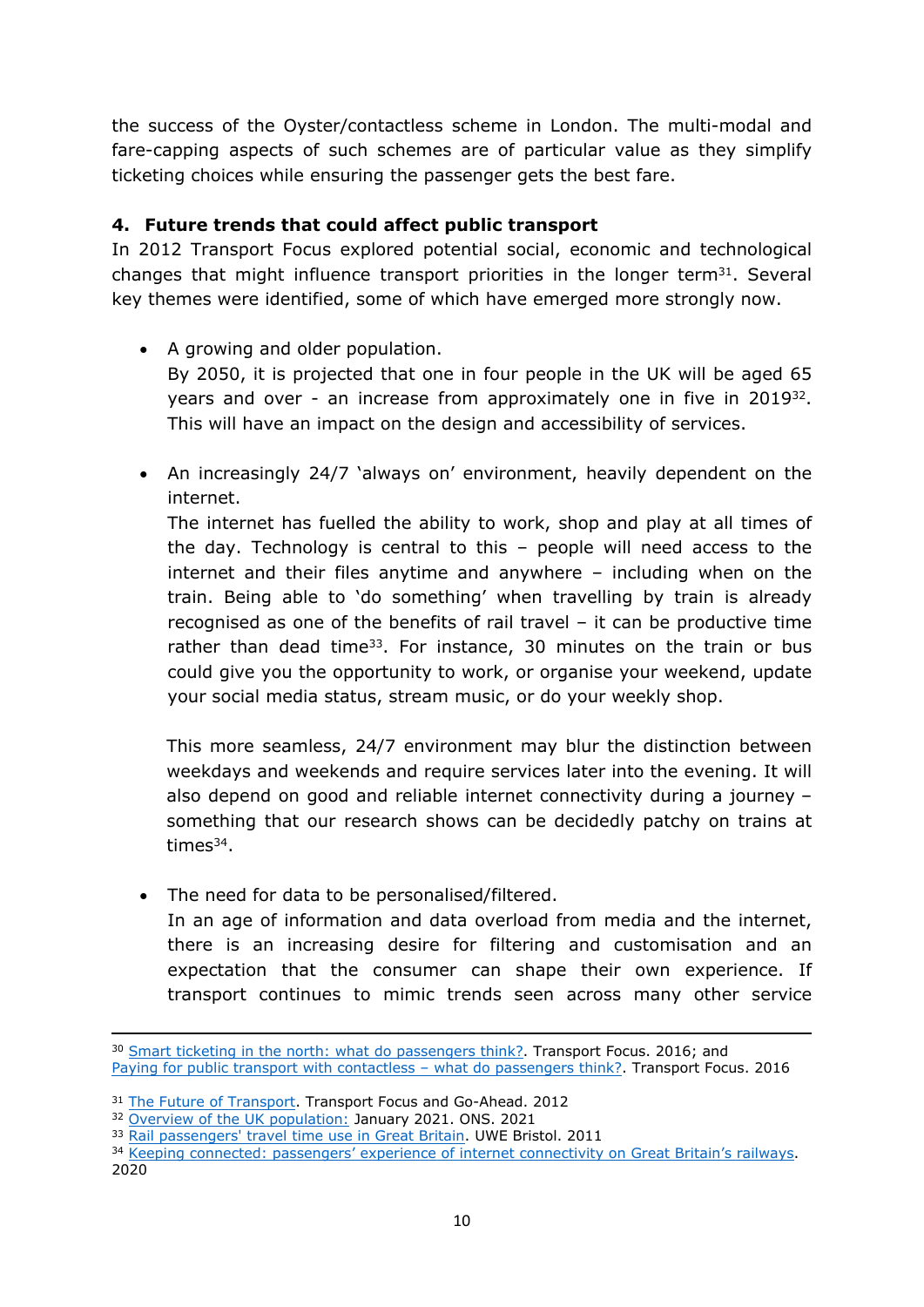the success of the Oyster/contactless scheme in London. The multi-modal and fare-capping aspects of such schemes are of particular value as they simplify ticketing choices while ensuring the passenger gets the best fare.

## 4. Future trends that could affect public transport

In 2012 Transport Focus explored potential social, economic and technological changes that might influence transport priorities in the longer term[31]. Several key themes were identified, some of which have emerged more strongly now.

- A growing and older population.
  By 2050, it is projected that one in four people in the UK will be aged 65 years and over - an increase from approximately one in five in 2019[32]. This will have an impact on the design and accessibility of services.

- An increasingly 24/7 'always on' environment, heavily dependent on the internet.
  The internet has fuelled the ability to work, shop and play at all times of the day. Technology is central to this – people will need access to the internet and their files anytime and anywhere – including when on the train. Being able to 'do something' when travelling by train is already recognised as one of the benefits of rail travel – it can be productive time rather than dead time[33]. For instance, 30 minutes on the train or bus could give you the opportunity to work, or organise your weekend, update your social media status, stream music, or do your weekly shop.

  This more seamless, 24/7 environment may blur the distinction between weekdays and weekends and require services later into the evening. It will also depend on good and reliable internet connectivity during a journey – something that our research shows can be decidedly patchy on trains at times[34].

- The need for data to be personalised/filtered.
  In an age of information and data overload from media and the internet, there is an increasing desire for filtering and customisation and an expectation that the consumer can shape their own experience. If transport continues to mimic trends seen across many other service

---

[30] Smart ticketing in the north: what do passengers think?. Transport Focus. 2016; and Paying for public transport with contactless – what do passengers think?. Transport Focus. 2016

[31] The Future of Transport. Transport Focus and Go-Ahead. 2012

[32] Overview of the UK population: January 2021. ONS. 2021

[33] Rail passengers' travel time use in Great Britain. UWE Bristol. 2011

[34] Keeping connected: passengers' experience of internet connectivity on Great Britain's railways. 2020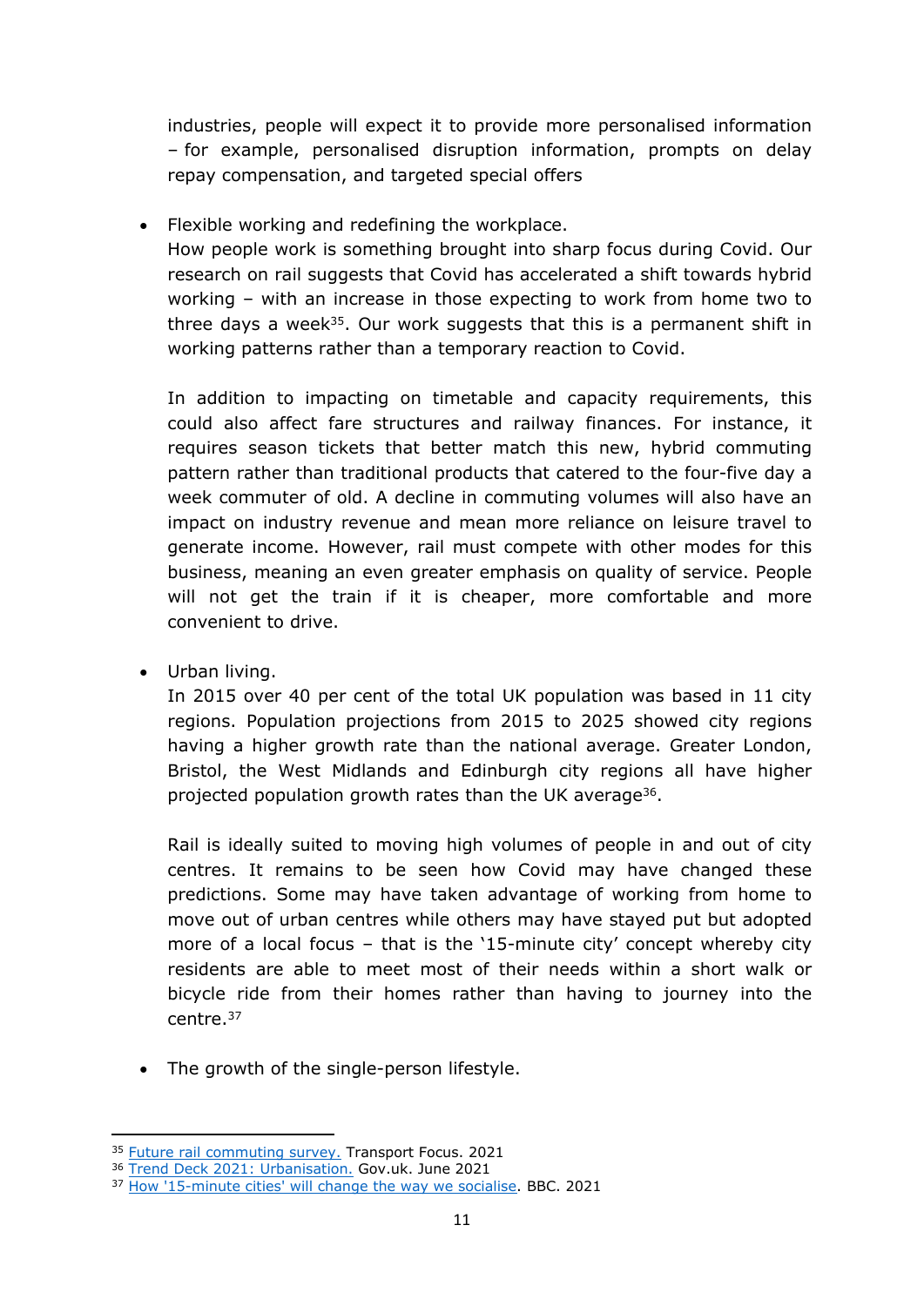industries, people will expect it to provide more personalised information – for example, personalised disruption information, prompts on delay repay compensation, and targeted special offers

- Flexible working and redefining the workplace.
  How people work is something brought into sharp focus during Covid. Our research on rail suggests that Covid has accelerated a shift towards hybrid working – with an increase in those expecting to work from home two to three days a week[35]. Our work suggests that this is a permanent shift in working patterns rather than a temporary reaction to Covid.

  In addition to impacting on timetable and capacity requirements, this could also affect fare structures and railway finances. For instance, it requires season tickets that better match this new, hybrid commuting pattern rather than traditional products that catered to the four-five day a week commuter of old. A decline in commuting volumes will also have an impact on industry revenue and mean more reliance on leisure travel to generate income. However, rail must compete with other modes for this business, meaning an even greater emphasis on quality of service. People will not get the train if it is cheaper, more comfortable and more convenient to drive.

- Urban living.
  In 2015 over 40 per cent of the total UK population was based in 11 city regions. Population projections from 2015 to 2025 showed city regions having a higher growth rate than the national average. Greater London, Bristol, the West Midlands and Edinburgh city regions all have higher projected population growth rates than the UK average[36].

  Rail is ideally suited to moving high volumes of people in and out of city centres. It remains to be seen how Covid may have changed these predictions. Some may have taken advantage of working from home to move out of urban centres while others may have stayed put but adopted more of a local focus – that is the '15-minute city' concept whereby city residents are able to meet most of their needs within a short walk or bicycle ride from their homes rather than having to journey into the centre.[37]

- The growth of the single-person lifestyle.

---

[35] Future rail commuting survey. Transport Focus. 2021
[36] Trend Deck 2021: Urbanisation. Gov.uk. June 2021
[37] How '15-minute cities' will change the way we socialise. BBC. 2021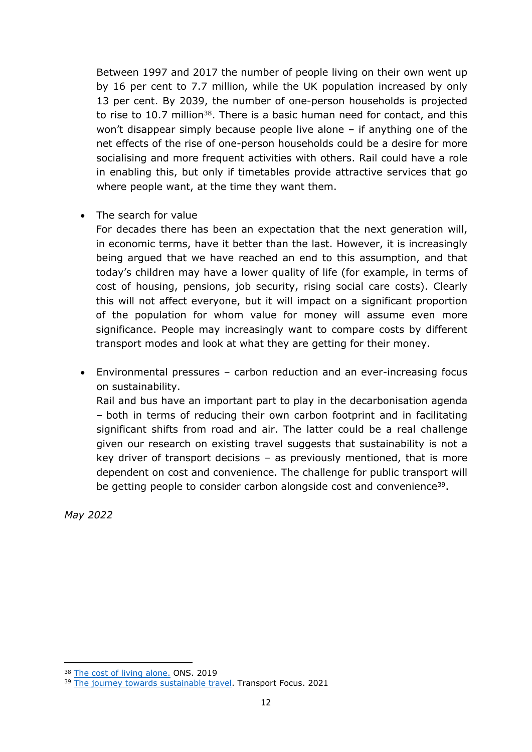Between 1997 and 2017 the number of people living on their own went up by 16 per cent to 7.7 million, while the UK population increased by only 13 per cent. By 2039, the number of one-person households is projected to rise to 10.7 million[38]. There is a basic human need for contact, and this won't disappear simply because people live alone – if anything one of the net effects of the rise of one-person households could be a desire for more socialising and more frequent activities with others. Rail could have a role in enabling this, but only if timetables provide attractive services that go where people want, at the time they want them.

- The search for value
  For decades there has been an expectation that the next generation will, in economic terms, have it better than the last. However, it is increasingly being argued that we have reached an end to this assumption, and that today's children may have a lower quality of life (for example, in terms of cost of housing, pensions, job security, rising social care costs). Clearly this will not affect everyone, but it will impact on a significant proportion of the population for whom value for money will assume even more significance. People may increasingly want to compare costs by different transport modes and look at what they are getting for their money.

- Environmental pressures – carbon reduction and an ever-increasing focus on sustainability.
  Rail and bus have an important part to play in the decarbonisation agenda – both in terms of reducing their own carbon footprint and in facilitating significant shifts from road and air. The latter could be a real challenge given our research on existing travel suggests that sustainability is not a key driver of transport decisions – as previously mentioned, that is more dependent on cost and convenience. The challenge for public transport will be getting people to consider carbon alongside cost and convenience[39].

*May 2022*

---

[38] The cost of living alone. ONS. 2019

[39] The journey towards sustainable travel. Transport Focus. 2021